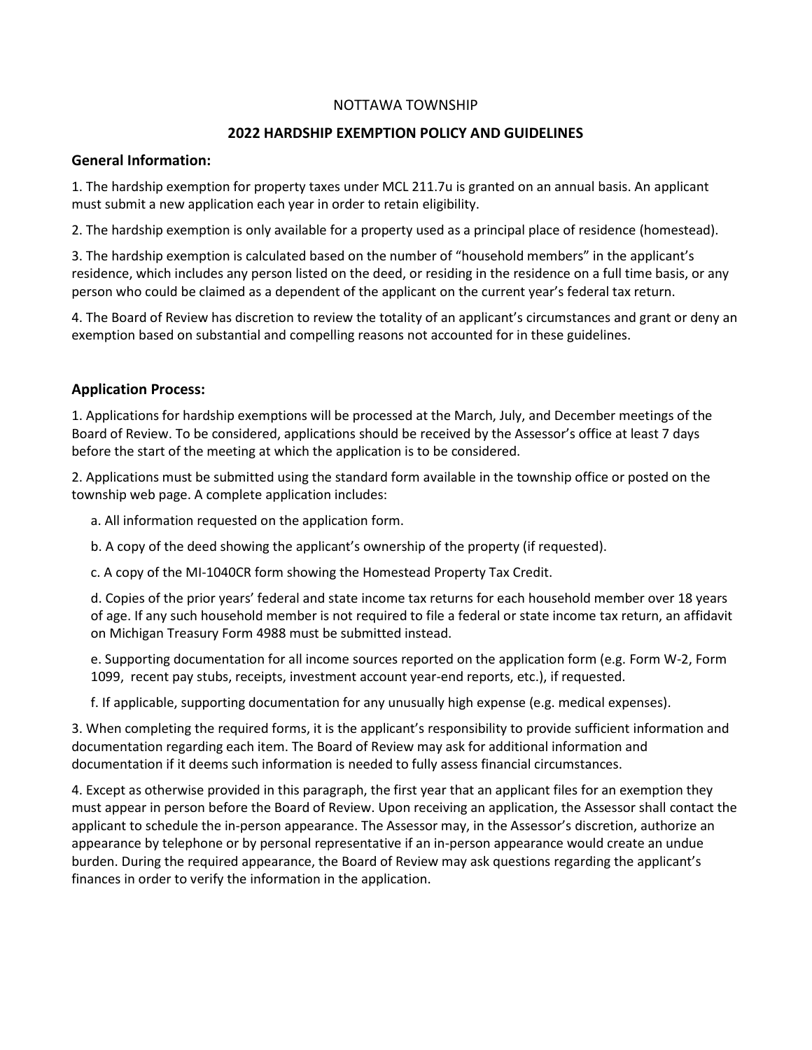NOTTAWA TOWNSHIP

# 2022 HARDSHIP EXEMPTION POLICY AND GUIDELINES

## General Information:

1. The hardship exemption for property taxes under MCL 211.7u is granted on an annual basis. An applicant must submit a new application each year in order to retain eligibility.

2. The hardship exemption is only available for a property used as a principal place of residence (homestead).

3. The hardship exemption is calculated based on the number of "household members" in the applicant's residence, which includes any person listed on the deed, or residing in the residence on a full time basis, or any person who could be claimed as a dependent of the applicant on the current year's federal tax return.

4. The Board of Review has discretion to review the totality of an applicant's circumstances and grant or deny an exemption based on substantial and compelling reasons not accounted for in these guidelines.

## Application Process:

1. Applications for hardship exemptions will be processed at the March, July, and December meetings of the Board of Review. To be considered, applications should be received by the Assessor's office at least 7 days before the start of the meeting at which the application is to be considered.

2. Applications must be submitted using the standard form available in the township office or posted on the township web page. A complete application includes:

   a. All information requested on the application form.

   b. A copy of the deed showing the applicant's ownership of the property (if requested).

   c. A copy of the MI-1040CR form showing the Homestead Property Tax Credit.

   d. Copies of the prior years' federal and state income tax returns for each household member over 18 years of age. If any such household member is not required to file a federal or state income tax return, an affidavit on Michigan Treasury Form 4988 must be submitted instead.

   e. Supporting documentation for all income sources reported on the application form (e.g. Form W-2, Form 1099, recent pay stubs, receipts, investment account year-end reports, etc.), if requested.

   f. If applicable, supporting documentation for any unusually high expense (e.g. medical expenses).

3. When completing the required forms, it is the applicant's responsibility to provide sufficient information and documentation regarding each item. The Board of Review may ask for additional information and documentation if it deems such information is needed to fully assess financial circumstances.

4. Except as otherwise provided in this paragraph, the first year that an applicant files for an exemption they must appear in person before the Board of Review. Upon receiving an application, the Assessor shall contact the applicant to schedule the in-person appearance. The Assessor may, in the Assessor's discretion, authorize an appearance by telephone or by personal representative if an in-person appearance would create an undue burden. During the required appearance, the Board of Review may ask questions regarding the applicant's finances in order to verify the information in the application.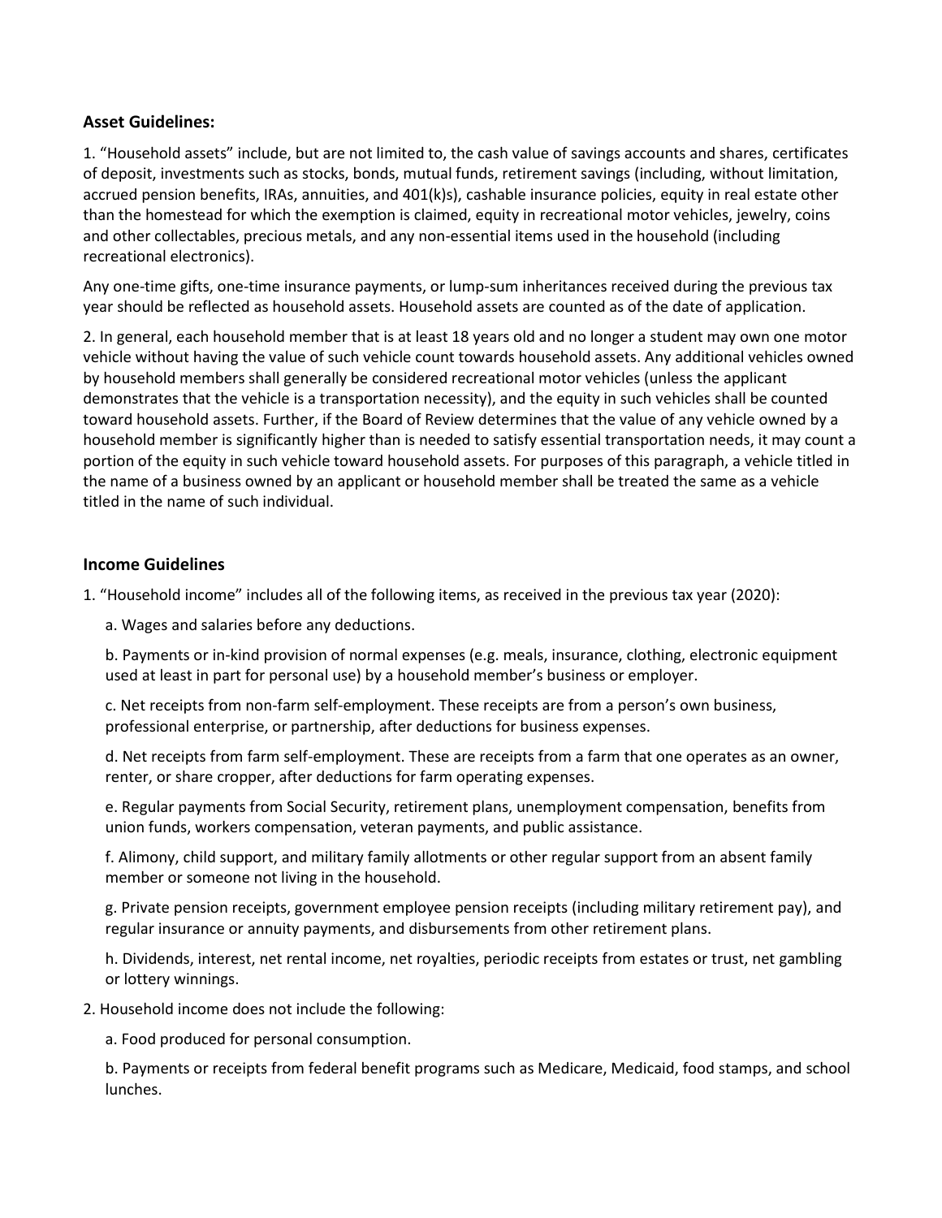### Asset Guidelines:

1. "Household assets" include, but are not limited to, the cash value of savings accounts and shares, certificates of deposit, investments such as stocks, bonds, mutual funds, retirement savings (including, without limitation, accrued pension benefits, IRAs, annuities, and 401(k)s), cashable insurance policies, equity in real estate other than the homestead for which the exemption is claimed, equity in recreational motor vehicles, jewelry, coins and other collectables, precious metals, and any non-essential items used in the household (including recreational electronics).

Any one-time gifts, one-time insurance payments, or lump-sum inheritances received during the previous tax year should be reflected as household assets. Household assets are counted as of the date of application.

2. In general, each household member that is at least 18 years old and no longer a student may own one motor vehicle without having the value of such vehicle count towards household assets. Any additional vehicles owned by household members shall generally be considered recreational motor vehicles (unless the applicant demonstrates that the vehicle is a transportation necessity), and the equity in such vehicles shall be counted toward household assets. Further, if the Board of Review determines that the value of any vehicle owned by a household member is significantly higher than is needed to satisfy essential transportation needs, it may count a portion of the equity in such vehicle toward household assets. For purposes of this paragraph, a vehicle titled in the name of a business owned by an applicant or household member shall be treated the same as a vehicle titled in the name of such individual.

### Income Guidelines

1. "Household income" includes all of the following items, as received in the previous tax year (2020):

   a. Wages and salaries before any deductions.

   b. Payments or in-kind provision of normal expenses (e.g. meals, insurance, clothing, electronic equipment used at least in part for personal use) by a household member's business or employer.

   c. Net receipts from non-farm self-employment. These receipts are from a person's own business, professional enterprise, or partnership, after deductions for business expenses.

   d. Net receipts from farm self-employment. These are receipts from a farm that one operates as an owner, renter, or share cropper, after deductions for farm operating expenses.

   e. Regular payments from Social Security, retirement plans, unemployment compensation, benefits from union funds, workers compensation, veteran payments, and public assistance.

   f. Alimony, child support, and military family allotments or other regular support from an absent family member or someone not living in the household.

   g. Private pension receipts, government employee pension receipts (including military retirement pay), and regular insurance or annuity payments, and disbursements from other retirement plans.

   h. Dividends, interest, net rental income, net royalties, periodic receipts from estates or trust, net gambling or lottery winnings.

2. Household income does not include the following:

   a. Food produced for personal consumption.

   b. Payments or receipts from federal benefit programs such as Medicare, Medicaid, food stamps, and school lunches.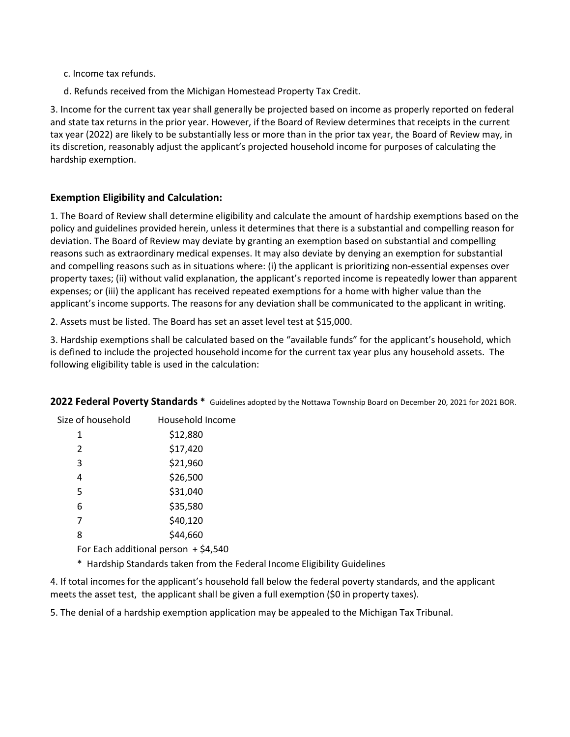c. Income tax refunds.

d. Refunds received from the Michigan Homestead Property Tax Credit.

3. Income for the current tax year shall generally be projected based on income as properly reported on federal and state tax returns in the prior year. However, if the Board of Review determines that receipts in the current tax year (2022) are likely to be substantially less or more than in the prior tax year, the Board of Review may, in its discretion, reasonably adjust the applicant's projected household income for purposes of calculating the hardship exemption.

### Exemption Eligibility and Calculation:

1. The Board of Review shall determine eligibility and calculate the amount of hardship exemptions based on the policy and guidelines provided herein, unless it determines that there is a substantial and compelling reason for deviation. The Board of Review may deviate by granting an exemption based on substantial and compelling reasons such as extraordinary medical expenses. It may also deviate by denying an exemption for substantial and compelling reasons such as in situations where: (i) the applicant is prioritizing non-essential expenses over property taxes; (ii) without valid explanation, the applicant's reported income is repeatedly lower than apparent expenses; or (iii) the applicant has received repeated exemptions for a home with higher value than the applicant's income supports. The reasons for any deviation shall be communicated to the applicant in writing.

2. Assets must be listed. The Board has set an asset level test at $15,000.

3. Hardship exemptions shall be calculated based on the "available funds" for the applicant's household, which is defined to include the projected household income for the current tax year plus any household assets. The following eligibility table is used in the calculation:

**2022 Federal Poverty Standards *** Guidelines adopted by the Nottawa Township Board on December 20, 2021 for 2021 BOR.

| Size of household | Household Income |
|---|---|
| 1 | $12,880 |
| 2 | $17,420 |
| 3 | $21,960 |
| 4 | $26,500 |
| 5 | $31,040 |
| 6 | $35,580 |
| 7 | $40,120 |
| 8 | $44,660 |

For Each additional person + $4,540

* Hardship Standards taken from the Federal Income Eligibility Guidelines

4. If total incomes for the applicant's household fall below the federal poverty standards, and the applicant meets the asset test, the applicant shall be given a full exemption ($0 in property taxes).

5. The denial of a hardship exemption application may be appealed to the Michigan Tax Tribunal.